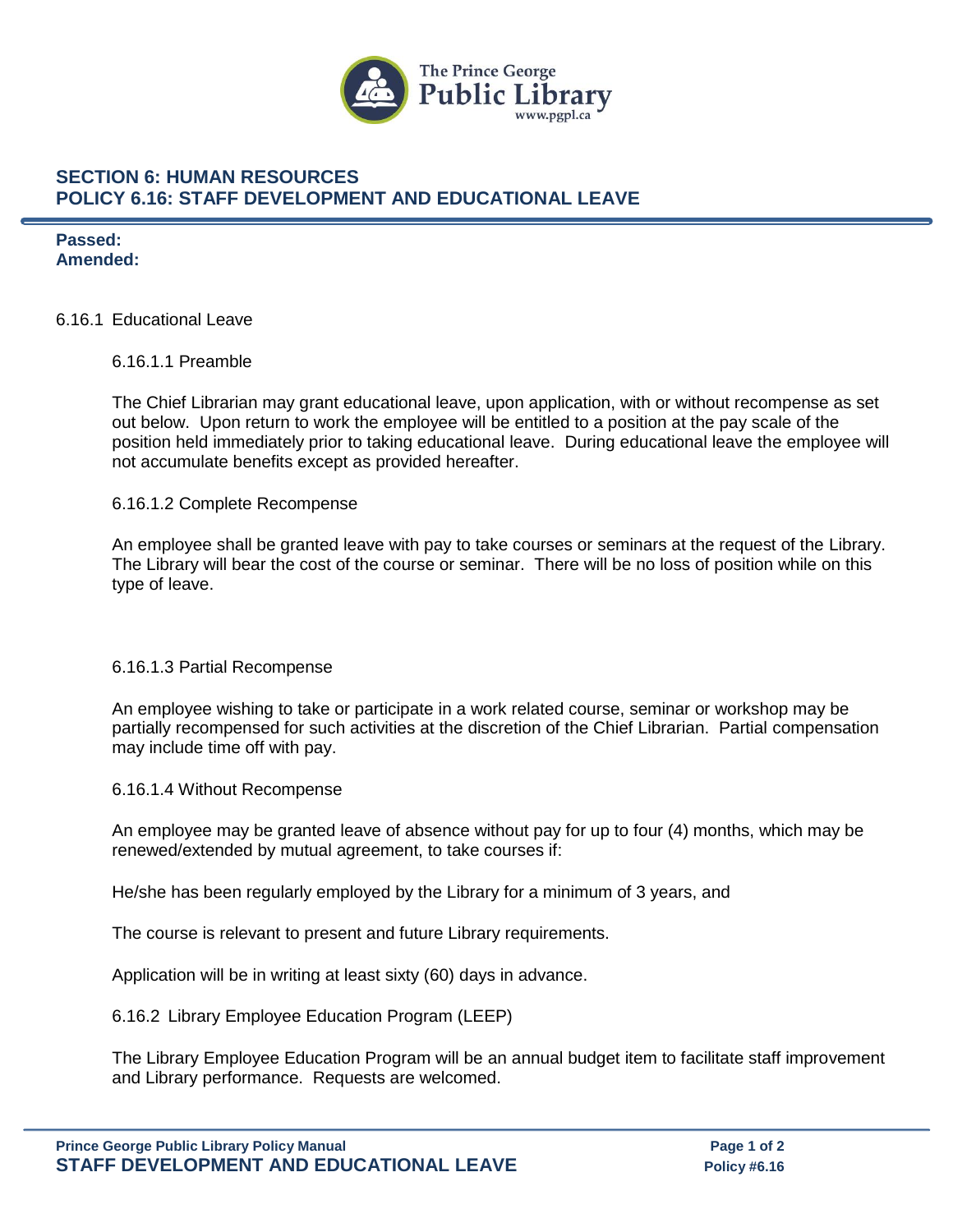## SECTION 6: HUMAN RESOURCES
## POLICY 6.16: STAFF DEVELOPMENT AND EDUCATIONAL LEAVE

**Passed:**
**Amended:**

6.16.1 Educational Leave

6.16.1.1 Preamble

The Chief Librarian may grant educational leave, upon application, with or without recompense as set out below. Upon return to work the employee will be entitled to a position at the pay scale of the position held immediately prior to taking educational leave. During educational leave the employee will not accumulate benefits except as provided hereafter.

6.16.1.2 Complete Recompense

An employee shall be granted leave with pay to take courses or seminars at the request of the Library. The Library will bear the cost of the course or seminar. There will be no loss of position while on this type of leave.

6.16.1.3 Partial Recompense

An employee wishing to take or participate in a work related course, seminar or workshop may be partially recompensed for such activities at the discretion of the Chief Librarian. Partial compensation may include time off with pay.

6.16.1.4 Without Recompense

An employee may be granted leave of absence without pay for up to four (4) months, which may be renewed/extended by mutual agreement, to take courses if:

He/she has been regularly employed by the Library for a minimum of 3 years, and

The course is relevant to present and future Library requirements.

Application will be in writing at least sixty (60) days in advance.

6.16.2 Library Employee Education Program (LEEP)

The Library Employee Education Program will be an annual budget item to facilitate staff improvement and Library performance. Requests are welcomed.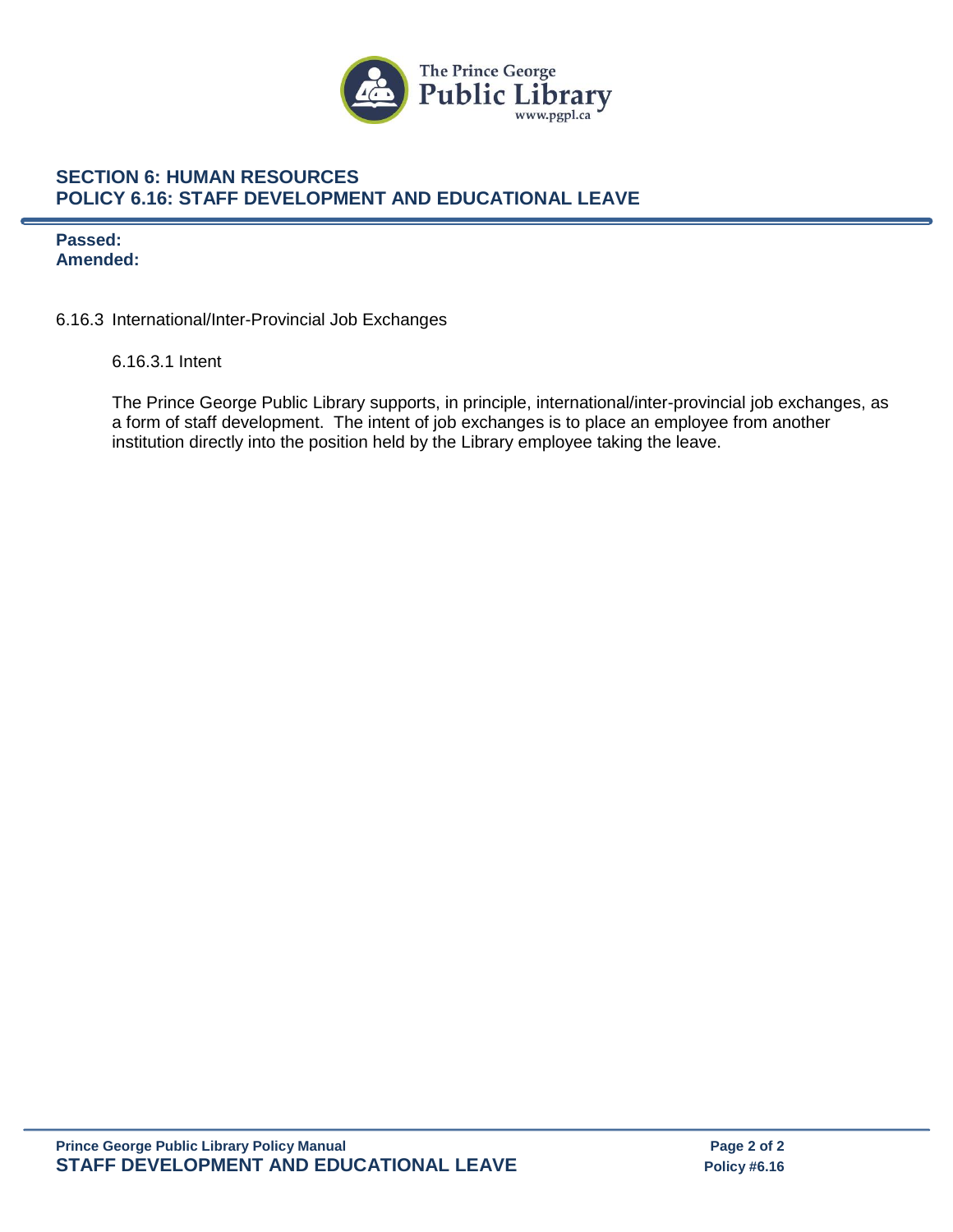## SECTION 6: HUMAN RESOURCES
## POLICY 6.16: STAFF DEVELOPMENT AND EDUCATIONAL LEAVE

**Passed:**
**Amended:**

6.16.3 International/Inter-Provincial Job Exchanges

6.16.3.1 Intent

The Prince George Public Library supports, in principle, international/inter-provincial job exchanges, as a form of staff development. The intent of job exchanges is to place an employee from another institution directly into the position held by the Library employee taking the leave.